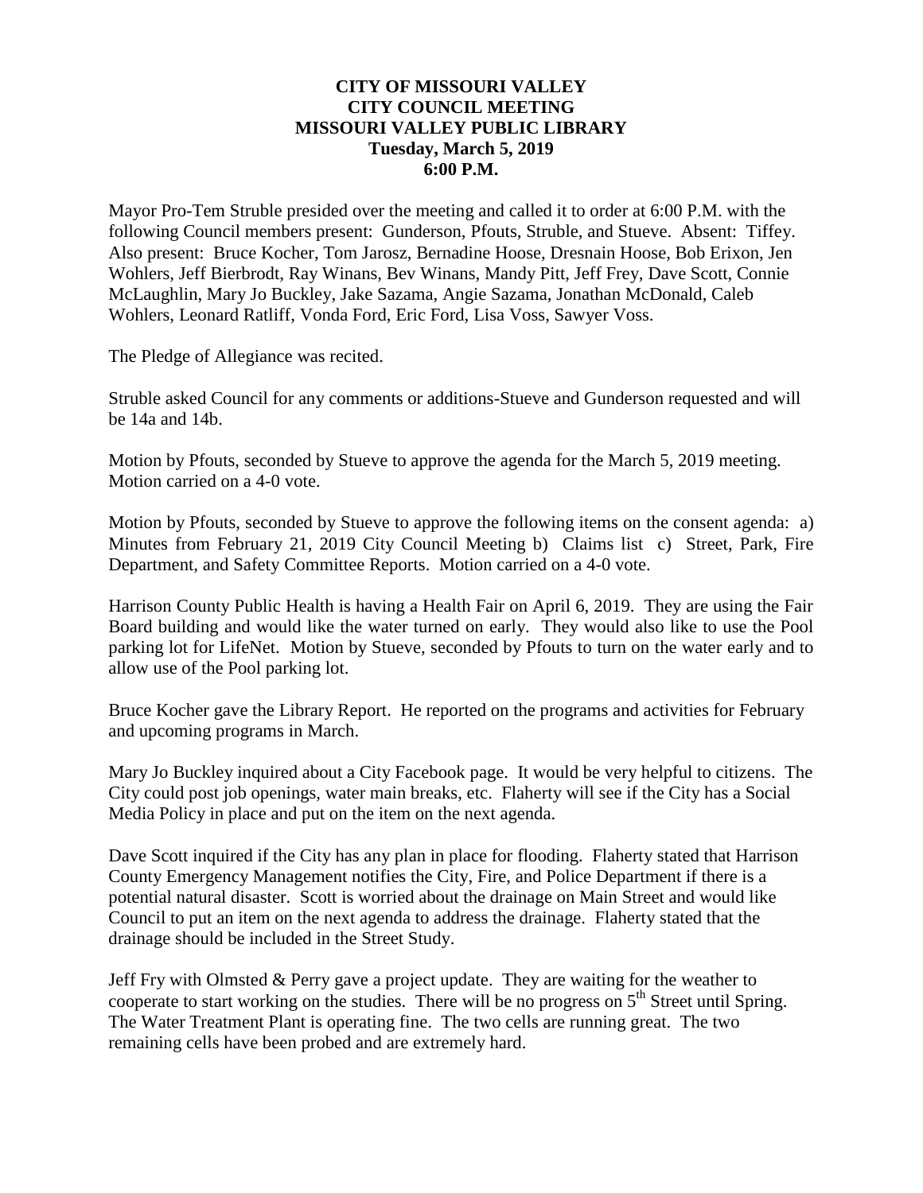**CITY OF MISSOURI VALLEY**
**CITY COUNCIL MEETING**
**MISSOURI VALLEY PUBLIC LIBRARY**
**Tuesday, March 5, 2019**
**6:00 P.M.**

Mayor Pro-Tem Struble presided over the meeting and called it to order at 6:00 P.M. with the following Council members present: Gunderson, Pfouts, Struble, and Stueve. Absent: Tiffey. Also present: Bruce Kocher, Tom Jarosz, Bernadine Hoose, Dresnain Hoose, Bob Erixon, Jen Wohlers, Jeff Bierbrodt, Ray Winans, Bev Winans, Mandy Pitt, Jeff Frey, Dave Scott, Connie McLaughlin, Mary Jo Buckley, Jake Sazama, Angie Sazama, Jonathan McDonald, Caleb Wohlers, Leonard Ratliff, Vonda Ford, Eric Ford, Lisa Voss, Sawyer Voss.

The Pledge of Allegiance was recited.

Struble asked Council for any comments or additions-Stueve and Gunderson requested and will be 14a and 14b.

Motion by Pfouts, seconded by Stueve to approve the agenda for the March 5, 2019 meeting. Motion carried on a 4-0 vote.

Motion by Pfouts, seconded by Stueve to approve the following items on the consent agenda: a) Minutes from February 21, 2019 City Council Meeting b) Claims list c) Street, Park, Fire Department, and Safety Committee Reports. Motion carried on a 4-0 vote.

Harrison County Public Health is having a Health Fair on April 6, 2019. They are using the Fair Board building and would like the water turned on early. They would also like to use the Pool parking lot for LifeNet. Motion by Stueve, seconded by Pfouts to turn on the water early and to allow use of the Pool parking lot.

Bruce Kocher gave the Library Report. He reported on the programs and activities for February and upcoming programs in March.

Mary Jo Buckley inquired about a City Facebook page. It would be very helpful to citizens. The City could post job openings, water main breaks, etc. Flaherty will see if the City has a Social Media Policy in place and put on the item on the next agenda.

Dave Scott inquired if the City has any plan in place for flooding. Flaherty stated that Harrison County Emergency Management notifies the City, Fire, and Police Department if there is a potential natural disaster. Scott is worried about the drainage on Main Street and would like Council to put an item on the next agenda to address the drainage. Flaherty stated that the drainage should be included in the Street Study.

Jeff Fry with Olmsted & Perry gave a project update. They are waiting for the weather to cooperate to start working on the studies. There will be no progress on 5th Street until Spring. The Water Treatment Plant is operating fine. The two cells are running great. The two remaining cells have been probed and are extremely hard.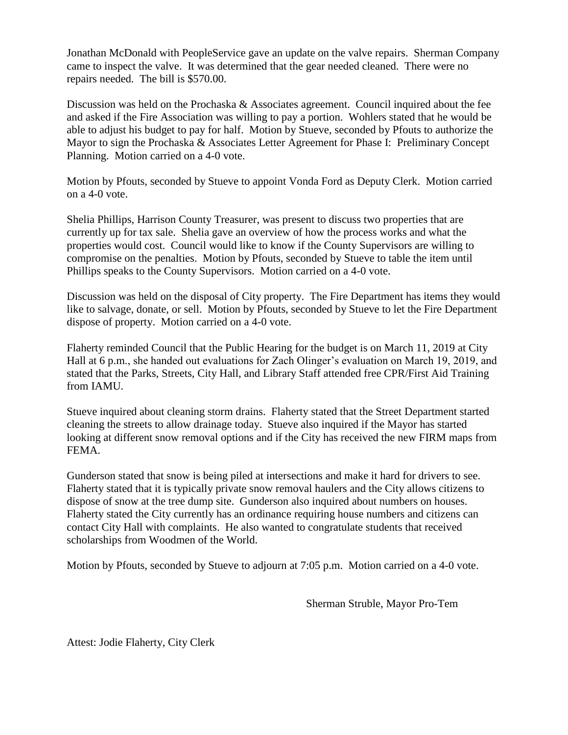Jonathan McDonald with PeopleService gave an update on the valve repairs. Sherman Company came to inspect the valve. It was determined that the gear needed cleaned. There were no repairs needed. The bill is $570.00.

Discussion was held on the Prochaska & Associates agreement. Council inquired about the fee and asked if the Fire Association was willing to pay a portion. Wohlers stated that he would be able to adjust his budget to pay for half. Motion by Stueve, seconded by Pfouts to authorize the Mayor to sign the Prochaska & Associates Letter Agreement for Phase I: Preliminary Concept Planning. Motion carried on a 4-0 vote.

Motion by Pfouts, seconded by Stueve to appoint Vonda Ford as Deputy Clerk. Motion carried on a 4-0 vote.

Shelia Phillips, Harrison County Treasurer, was present to discuss two properties that are currently up for tax sale. Shelia gave an overview of how the process works and what the properties would cost. Council would like to know if the County Supervisors are willing to compromise on the penalties. Motion by Pfouts, seconded by Stueve to table the item until Phillips speaks to the County Supervisors. Motion carried on a 4-0 vote.

Discussion was held on the disposal of City property. The Fire Department has items they would like to salvage, donate, or sell. Motion by Pfouts, seconded by Stueve to let the Fire Department dispose of property. Motion carried on a 4-0 vote.

Flaherty reminded Council that the Public Hearing for the budget is on March 11, 2019 at City Hall at 6 p.m., she handed out evaluations for Zach Olinger's evaluation on March 19, 2019, and stated that the Parks, Streets, City Hall, and Library Staff attended free CPR/First Aid Training from IAMU.

Stueve inquired about cleaning storm drains. Flaherty stated that the Street Department started cleaning the streets to allow drainage today. Stueve also inquired if the Mayor has started looking at different snow removal options and if the City has received the new FIRM maps from FEMA.

Gunderson stated that snow is being piled at intersections and make it hard for drivers to see. Flaherty stated that it is typically private snow removal haulers and the City allows citizens to dispose of snow at the tree dump site. Gunderson also inquired about numbers on houses. Flaherty stated the City currently has an ordinance requiring house numbers and citizens can contact City Hall with complaints. He also wanted to congratulate students that received scholarships from Woodmen of the World.

Motion by Pfouts, seconded by Stueve to adjourn at 7:05 p.m. Motion carried on a 4-0 vote.

Sherman Struble, Mayor Pro-Tem

Attest: Jodie Flaherty, City Clerk